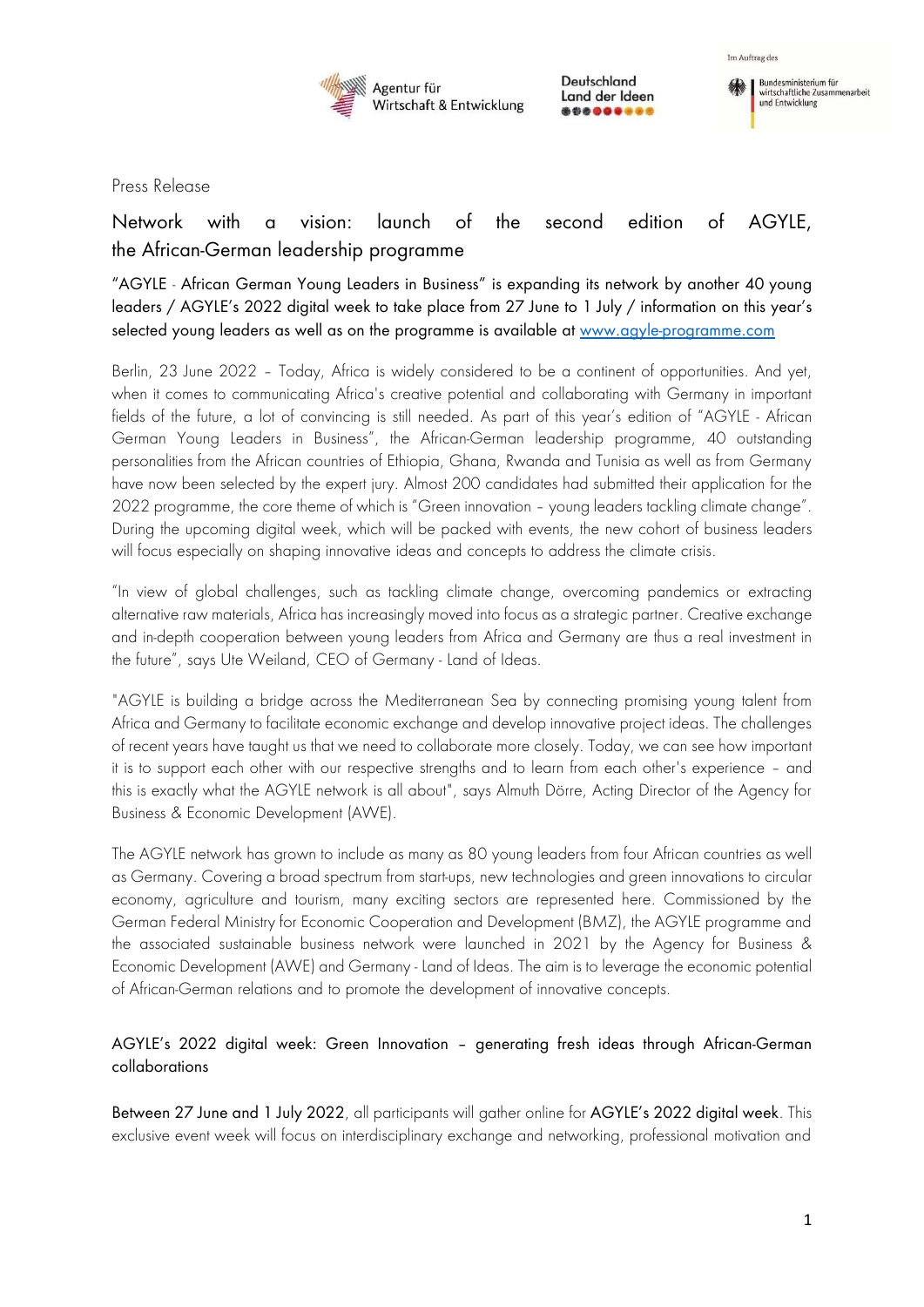Press Release

# Network with a vision: launch of the second edition of AGYLE, the African-German leadership programme

"AGYLE - African German Young Leaders in Business" is expanding its network by another 40 young leaders / AGYLE's 2022 digital week to take place from 27 June to 1 July / information on this year's selected young leaders as well as on the programme is available at www.agyle-programme.com

Berlin, 23 June 2022 – Today, Africa is widely considered to be a continent of opportunities. And yet, when it comes to communicating Africa's creative potential and collaborating with Germany in important fields of the future, a lot of convincing is still needed. As part of this year's edition of "AGYLE - African German Young Leaders in Business", the African-German leadership programme, 40 outstanding personalities from the African countries of Ethiopia, Ghana, Rwanda and Tunisia as well as from Germany have now been selected by the expert jury. Almost 200 candidates had submitted their application for the 2022 programme, the core theme of which is "Green innovation – young leaders tackling climate change". During the upcoming digital week, which will be packed with events, the new cohort of business leaders will focus especially on shaping innovative ideas and concepts to address the climate crisis.

"In view of global challenges, such as tackling climate change, overcoming pandemics or extracting alternative raw materials, Africa has increasingly moved into focus as a strategic partner. Creative exchange and in-depth cooperation between young leaders from Africa and Germany are thus a real investment in the future", says Ute Weiland, CEO of Germany - Land of Ideas.

"AGYLE is building a bridge across the Mediterranean Sea by connecting promising young talent from Africa and Germany to facilitate economic exchange and develop innovative project ideas. The challenges of recent years have taught us that we need to collaborate more closely. Today, we can see how important it is to support each other with our respective strengths and to learn from each other's experience – and this is exactly what the AGYLE network is all about", says Almuth Dörre, Acting Director of the Agency for Business & Economic Development (AWE).

The AGYLE network has grown to include as many as 80 young leaders from four African countries as well as Germany. Covering a broad spectrum from start-ups, new technologies and green innovations to circular economy, agriculture and tourism, many exciting sectors are represented here. Commissioned by the German Federal Ministry for Economic Cooperation and Development (BMZ), the AGYLE programme and the associated sustainable business network were launched in 2021 by the Agency for Business & Economic Development (AWE) and Germany - Land of Ideas. The aim is to leverage the economic potential of African-German relations and to promote the development of innovative concepts.

## AGYLE's 2022 digital week: Green Innovation – generating fresh ideas through African-German collaborations

Between 27 June and 1 July 2022, all participants will gather online for AGYLE's 2022 digital week. This exclusive event week will focus on interdisciplinary exchange and networking, professional motivation and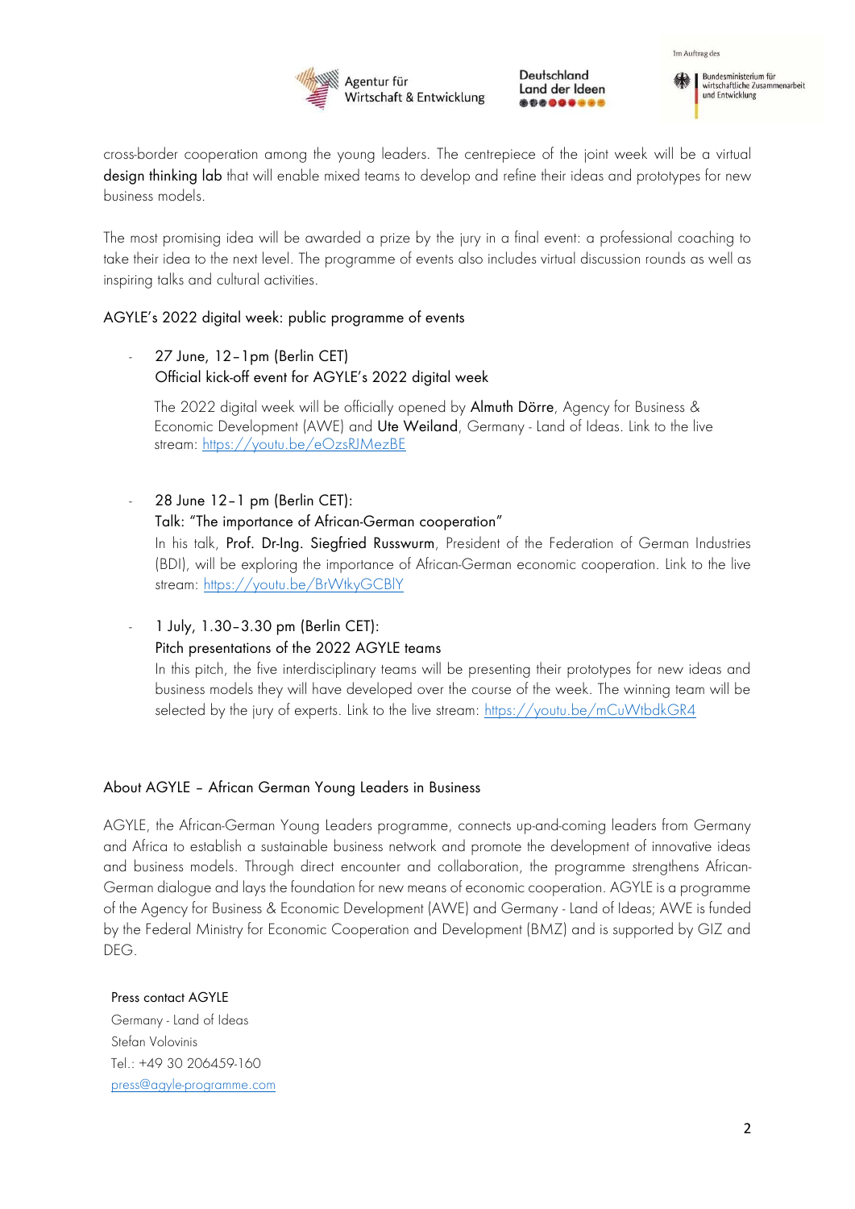cross-border cooperation among the young leaders. The centrepiece of the joint week will be a virtual **design thinking lab** that will enable mixed teams to develop and refine their ideas and prototypes for new business models.

The most promising idea will be awarded a prize by the jury in a final event: a professional coaching to take their idea to the next level. The programme of events also includes virtual discussion rounds as well as inspiring talks and cultural activities.

## AGYLE's 2022 digital week: public programme of events

- 27 June, 12–1pm (Berlin CET)
  Official kick-off event for AGYLE's 2022 digital week

  The 2022 digital week will be officially opened by **Almuth Dörre**, Agency for Business & Economic Development (AWE) and **Ute Weiland**, Germany - Land of Ideas. Link to the live stream: https://youtu.be/eOzsRJMezBE

- 28 June 12–1 pm (Berlin CET):
  Talk: "The importance of African-German cooperation"
  In his talk, **Prof. Dr-Ing. Siegfried Russwurm**, President of the Federation of German Industries (BDI), will be exploring the importance of African-German economic cooperation. Link to the live stream: https://youtu.be/BrWtkyGCBlY

- 1 July, 1.30–3.30 pm (Berlin CET):
  Pitch presentations of the 2022 AGYLE teams
  In this pitch, the five interdisciplinary teams will be presenting their prototypes for new ideas and business models they will have developed over the course of the week. The winning team will be selected by the jury of experts. Link to the live stream: https://youtu.be/mCuWtbdkGR4

## About AGYLE – African German Young Leaders in Business

AGYLE, the African-German Young Leaders programme, connects up-and-coming leaders from Germany and Africa to establish a sustainable business network and promote the development of innovative ideas and business models. Through direct encounter and collaboration, the programme strengthens African-German dialogue and lays the foundation for new means of economic cooperation. AGYLE is a programme of the Agency for Business & Economic Development (AWE) and Germany - Land of Ideas; AWE is funded by the Federal Ministry for Economic Cooperation and Development (BMZ) and is supported by GIZ and DEG.

Press contact AGYLE
Germany - Land of Ideas
Stefan Volovinis
Tel.: +49 30 206459-160
press@agyle-programme.com